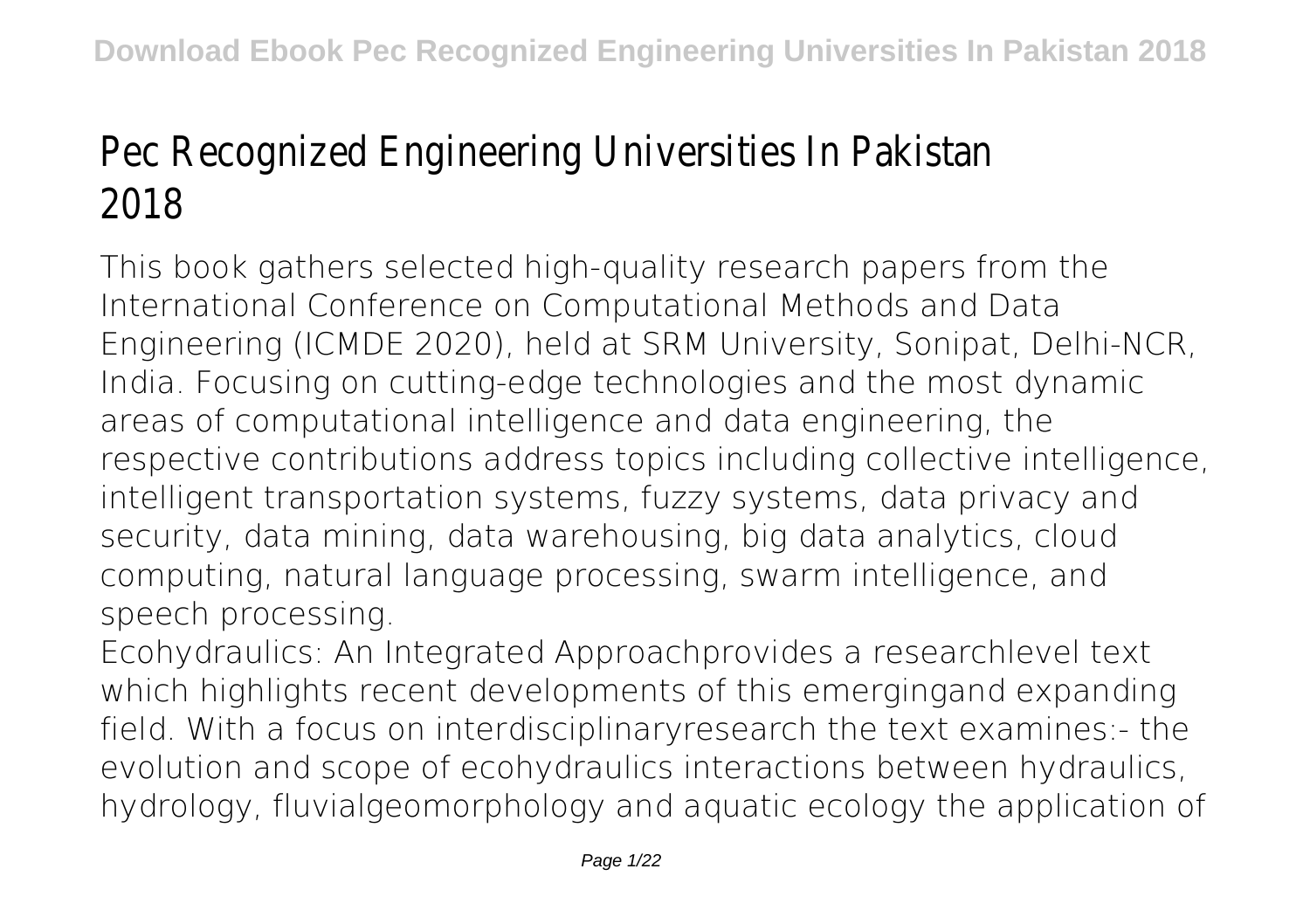# Pec Recognized Engineering Universities In Pakistan 2018

This book gathers selected high-quality research papers from the International Conference on Computational Methods and Data Engineering (ICMDE 2020), held at SRM University, Sonipat, Delhi-NCR, India. Focusing on cutting-edge technologies and the most dynamic areas of computational intelligence and data engineering, the respective contributions address topics including collective intelligence, intelligent transportation systems, fuzzy systems, data privacy and security, data mining, data warehousing, big data analytics, cloud computing, natural language processing, swarm intelligence, and speech processing.

Ecohydraulics: An Integrated Approachprovides a researchlevel text which highlights recent developments of this emergingand expanding field. With a focus on interdisciplinaryresearch the text examines:- the evolution and scope of ecohydraulics interactions between hydraulics, hydrology, fluvialgeomorphology and aquatic ecology the application of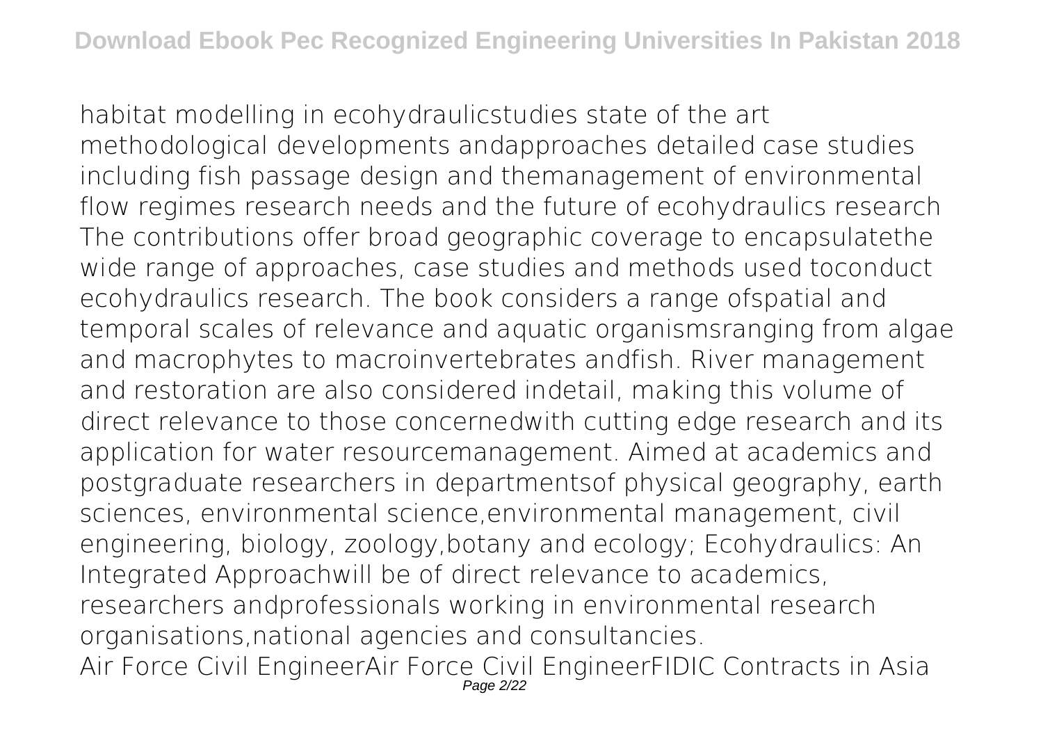habitat modelling in ecohydraulicstudies state of the art methodological developments andapproaches detailed case studies including fish passage design and themanagement of environmental flow regimes research needs and the future of ecohydraulics research The contributions offer broad geographic coverage to encapsulatethe wide range of approaches, case studies and methods used toconduct ecohydraulics research. The book considers a range ofspatial and temporal scales of relevance and aquatic organismsranging from algae and macrophytes to macroinvertebrates andfish. River management and restoration are also considered indetail, making this volume of direct relevance to those concernedwith cutting edge research and its application for water resourcemanagement. Aimed at academics and postgraduate researchers in departmentsof physical geography, earth sciences, environmental science,environmental management, civil engineering, biology, zoology,botany and ecology; Ecohydraulics: An Integrated Approachwill be of direct relevance to academics, researchers andprofessionals working in environmental research organisations,national agencies and consultancies.

Air Force Civil EngineerAir Force Civil EngineerFIDIC Contracts in Asia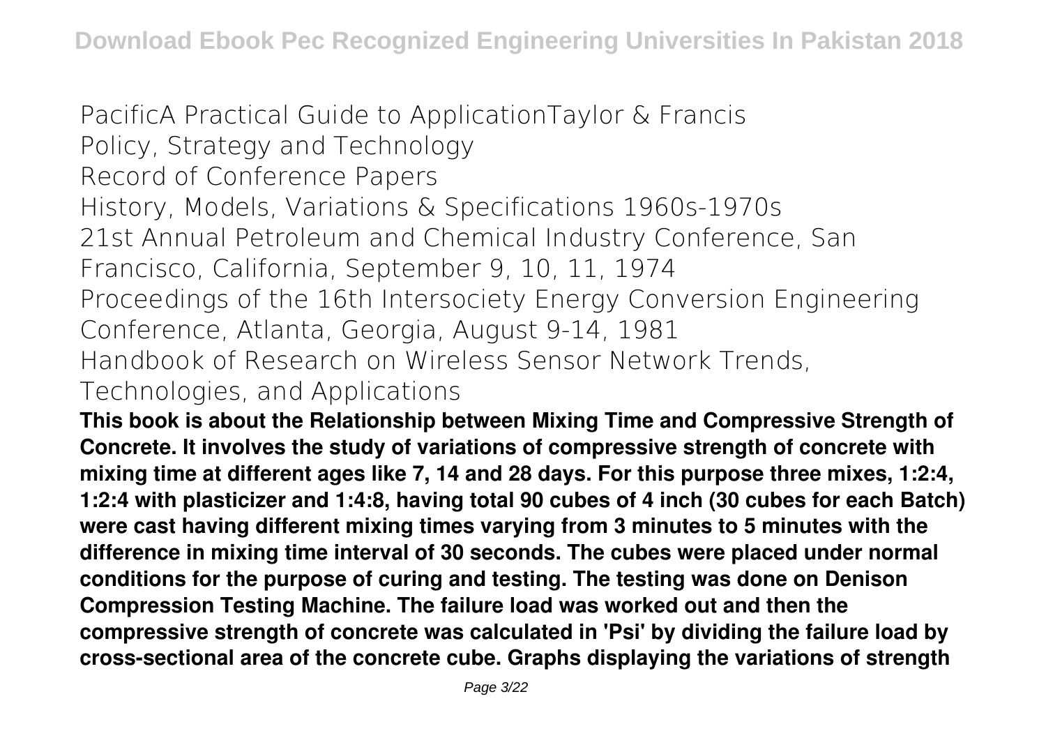PacificA Practical Guide to ApplicationTaylor & Francis
Policy, Strategy and Technology
Record of Conference Papers
History, Models, Variations & Specifications 1960s-1970s
21st Annual Petroleum and Chemical Industry Conference, San Francisco, California, September 9, 10, 11, 1974
Proceedings of the 16th Intersociety Energy Conversion Engineering Conference, Atlanta, Georgia, August 9-14, 1981
Handbook of Research on Wireless Sensor Network Trends, Technologies, and Applications

**This book is about the Relationship between Mixing Time and Compressive Strength of Concrete. It involves the study of variations of compressive strength of concrete with mixing time at different ages like 7, 14 and 28 days. For this purpose three mixes, 1:2:4, 1:2:4 with plasticizer and 1:4:8, having total 90 cubes of 4 inch (30 cubes for each Batch) were cast having different mixing times varying from 3 minutes to 5 minutes with the difference in mixing time interval of 30 seconds. The cubes were placed under normal conditions for the purpose of curing and testing. The testing was done on Denison Compression Testing Machine. The failure load was worked out and then the compressive strength of concrete was calculated in 'Psi' by dividing the failure load by cross-sectional area of the concrete cube. Graphs displaying the variations of strength**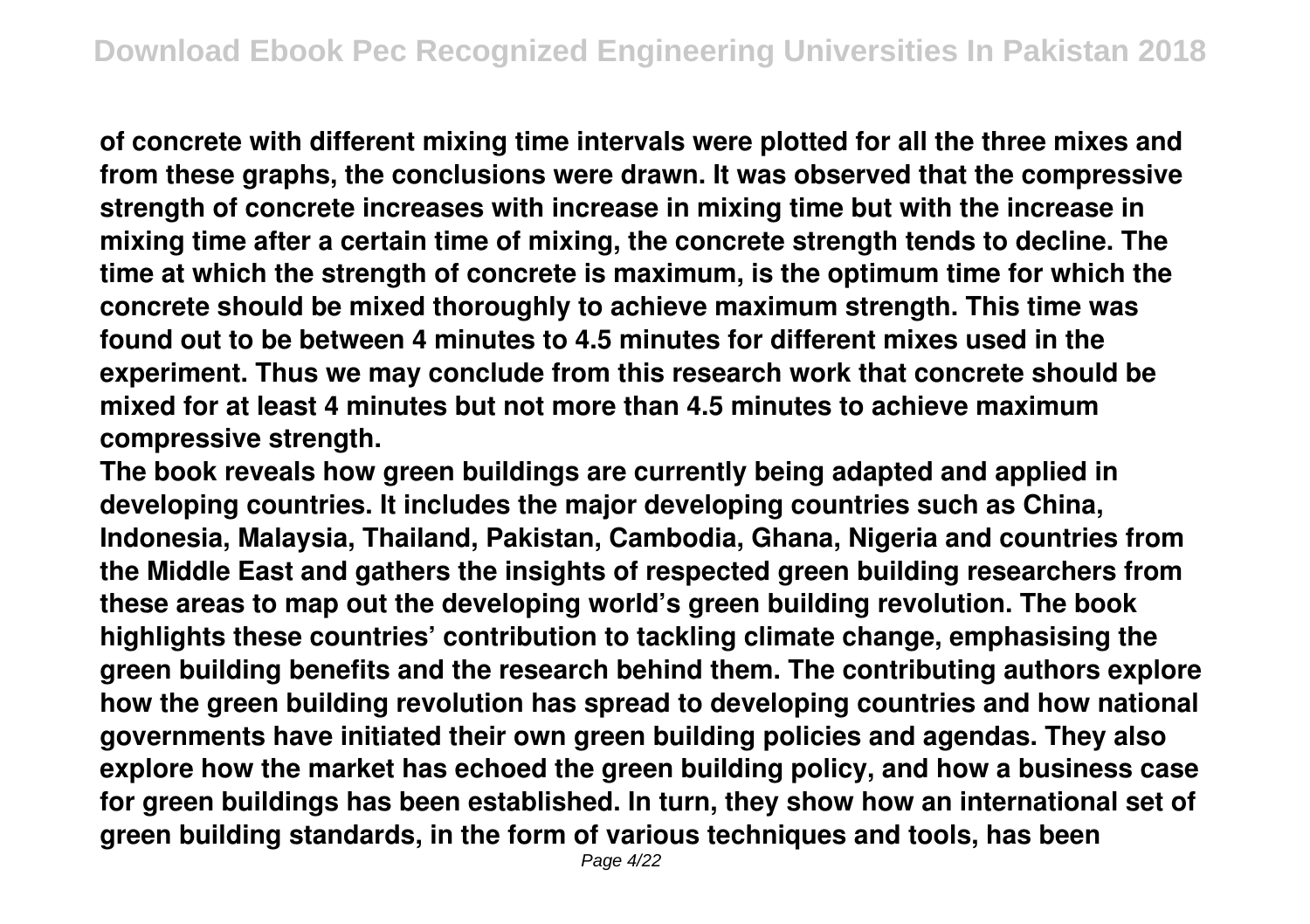**of concrete with different mixing time intervals were plotted for all the three mixes and from these graphs, the conclusions were drawn. It was observed that the compressive strength of concrete increases with increase in mixing time but with the increase in mixing time after a certain time of mixing, the concrete strength tends to decline. The time at which the strength of concrete is maximum, is the optimum time for which the concrete should be mixed thoroughly to achieve maximum strength. This time was found out to be between 4 minutes to 4.5 minutes for different mixes used in the experiment. Thus we may conclude from this research work that concrete should be mixed for at least 4 minutes but not more than 4.5 minutes to achieve maximum compressive strength.**

**The book reveals how green buildings are currently being adapted and applied in developing countries. It includes the major developing countries such as China, Indonesia, Malaysia, Thailand, Pakistan, Cambodia, Ghana, Nigeria and countries from the Middle East and gathers the insights of respected green building researchers from these areas to map out the developing world's green building revolution. The book highlights these countries' contribution to tackling climate change, emphasising the green building benefits and the research behind them. The contributing authors explore how the green building revolution has spread to developing countries and how national governments have initiated their own green building policies and agendas. They also explore how the market has echoed the green building policy, and how a business case for green buildings has been established. In turn, they show how an international set of green building standards, in the form of various techniques and tools, has been**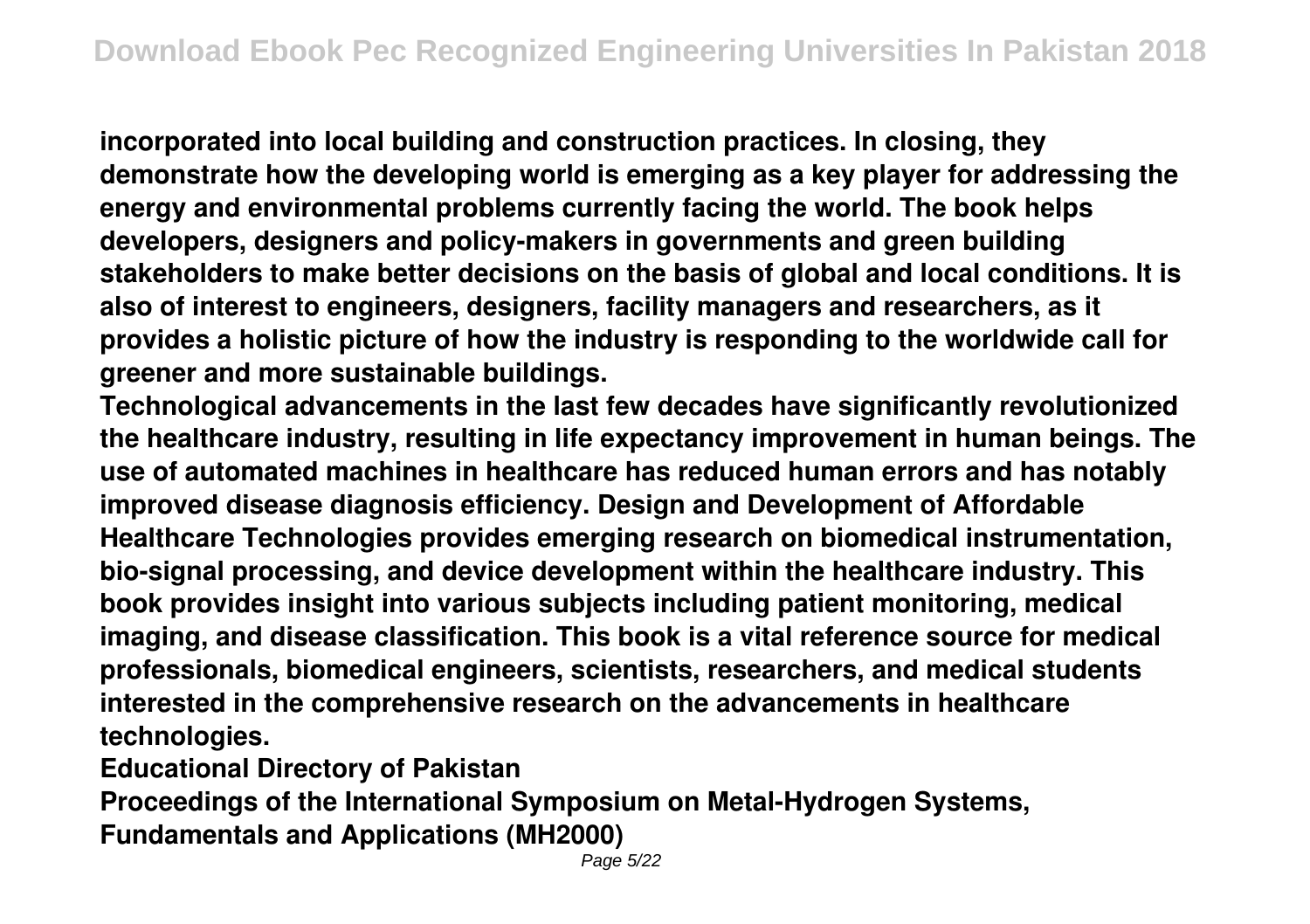**incorporated into local building and construction practices. In closing, they demonstrate how the developing world is emerging as a key player for addressing the energy and environmental problems currently facing the world. The book helps developers, designers and policy-makers in governments and green building stakeholders to make better decisions on the basis of global and local conditions. It is also of interest to engineers, designers, facility managers and researchers, as it provides a holistic picture of how the industry is responding to the worldwide call for greener and more sustainable buildings.**

**Technological advancements in the last few decades have significantly revolutionized the healthcare industry, resulting in life expectancy improvement in human beings. The use of automated machines in healthcare has reduced human errors and has notably improved disease diagnosis efficiency. Design and Development of Affordable Healthcare Technologies provides emerging research on biomedical instrumentation, bio-signal processing, and device development within the healthcare industry. This book provides insight into various subjects including patient monitoring, medical imaging, and disease classification. This book is a vital reference source for medical professionals, biomedical engineers, scientists, researchers, and medical students interested in the comprehensive research on the advancements in healthcare technologies.**

**Educational Directory of Pakistan**

**Proceedings of the International Symposium on Metal-Hydrogen Systems, Fundamentals and Applications (MH2000)**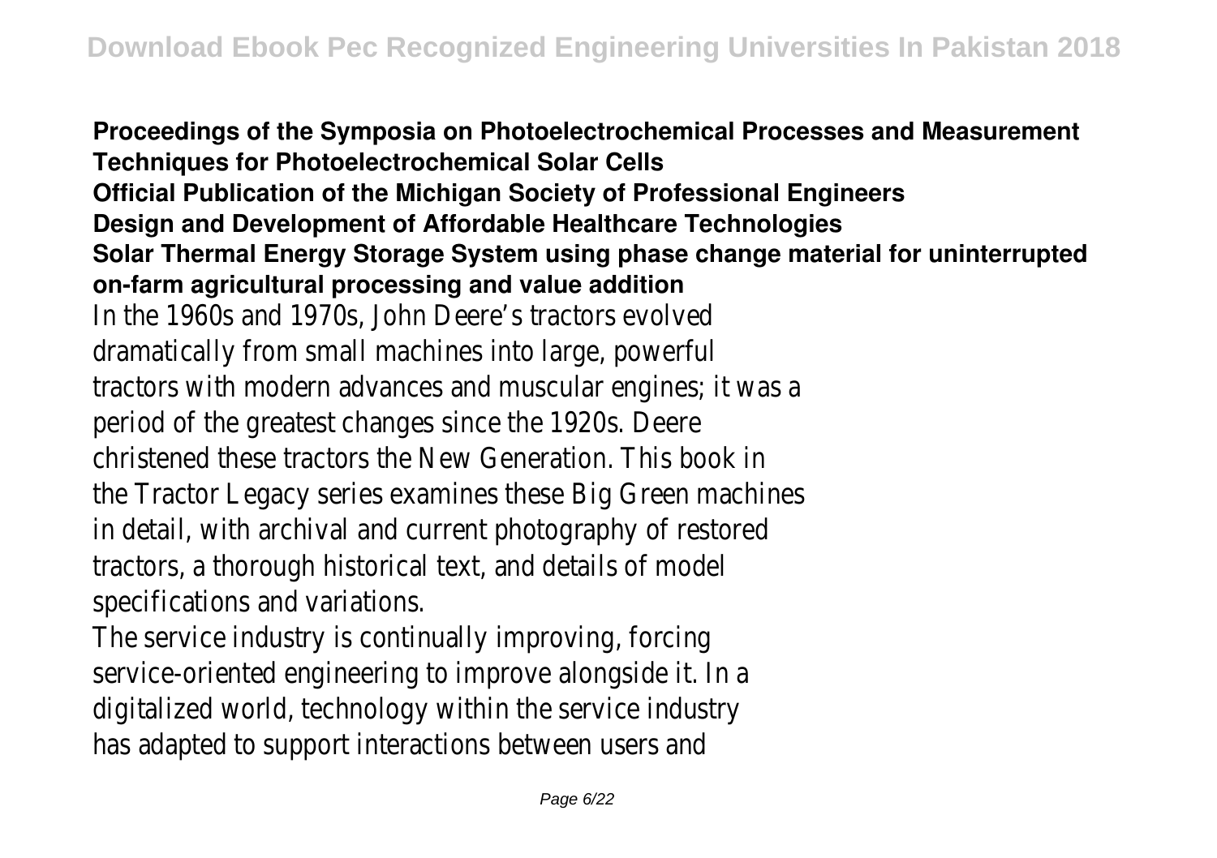**Proceedings of the Symposia on Photoelectrochemical Processes and Measurement Techniques for Photoelectrochemical Solar Cells**
**Official Publication of the Michigan Society of Professional Engineers**
**Design and Development of Affordable Healthcare Technologies**
**Solar Thermal Energy Storage System using phase change material for uninterrupted on-farm agricultural processing and value addition**

In the 1960s and 1970s, John Deere's tractors evolved dramatically from small machines into large, powerful tractors with modern advances and muscular engines; it was a period of the greatest changes since the 1920s. Deere christened these tractors the New Generation. This book in the Tractor Legacy series examines these Big Green machines in detail, with archival and current photography of restored tractors, a thorough historical text, and details of model specifications and variations.

The service industry is continually improving, forcing service-oriented engineering to improve alongside it. In a digitalized world, technology within the service industry has adapted to support interactions between users and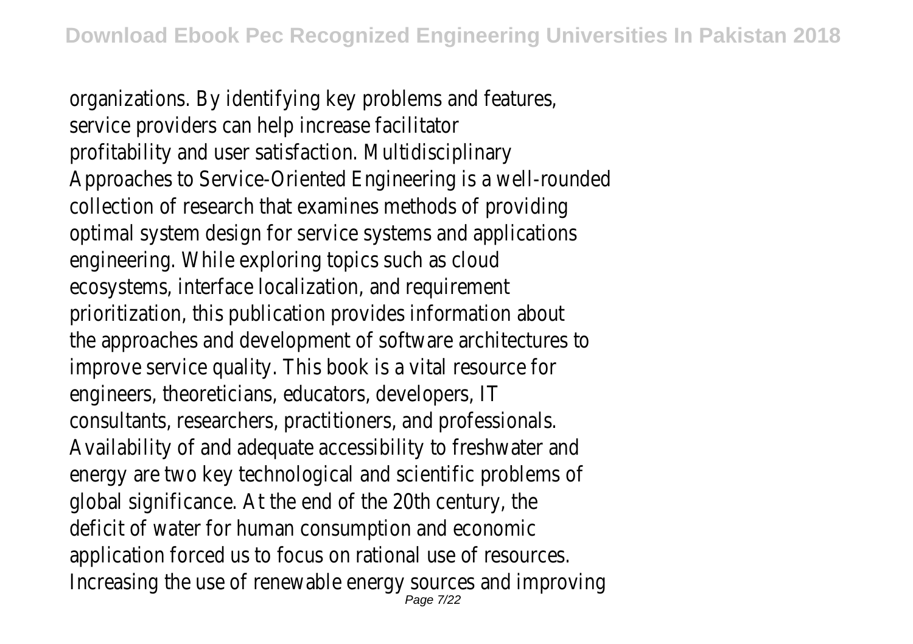organizations. By identifying key problems and features, service providers can help increase facilitator profitability and user satisfaction. Multidisciplinary Approaches to Service-Oriented Engineering is a well-rounded collection of research that examines methods of providing optimal system design for service systems and applications engineering. While exploring topics such as cloud ecosystems, interface localization, and requirement prioritization, this publication provides information about the approaches and development of software architectures to improve service quality. This book is a vital resource for engineers, theoreticians, educators, developers, IT consultants, researchers, practitioners, and professionals. Availability of and adequate accessibility to freshwater and energy are two key technological and scientific problems of global significance. At the end of the 20th century, the deficit of water for human consumption and economic application forced us to focus on rational use of resources. Increasing the use of renewable energy sources and improving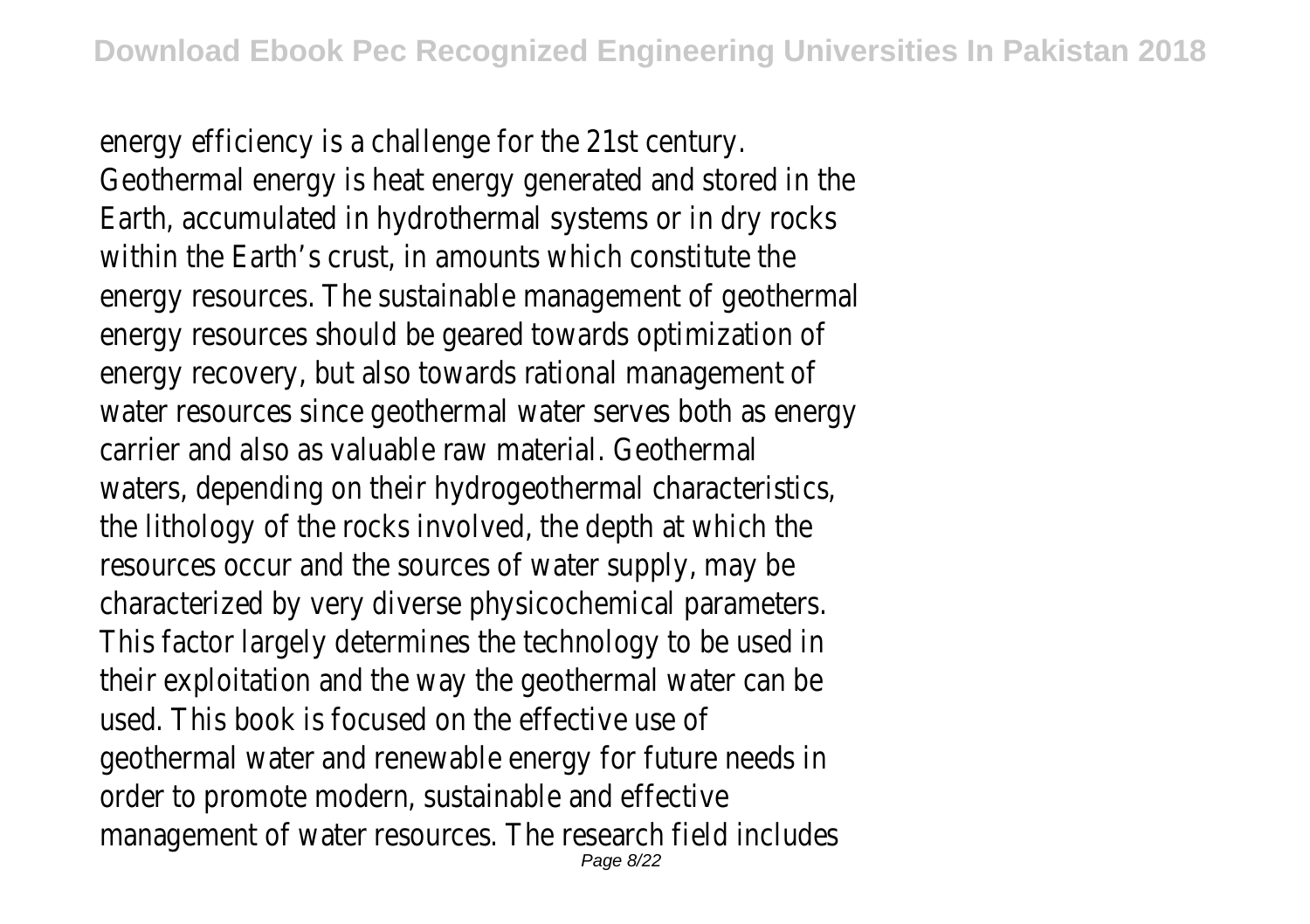energy efficiency is a challenge for the 21st century. Geothermal energy is heat energy generated and stored in the Earth, accumulated in hydrothermal systems or in dry rocks within the Earth's crust, in amounts which constitute the energy resources. The sustainable management of geothermal energy resources should be geared towards optimization of energy recovery, but also towards rational management of water resources since geothermal water serves both as energy carrier and also as valuable raw material. Geothermal waters, depending on their hydrogeothermal characteristics, the lithology of the rocks involved, the depth at which the resources occur and the sources of water supply, may be characterized by very diverse physicochemical parameters. This factor largely determines the technology to be used in their exploitation and the way the geothermal water can be used. This book is focused on the effective use of geothermal water and renewable energy for future needs in order to promote modern, sustainable and effective management of water resources. The research field includes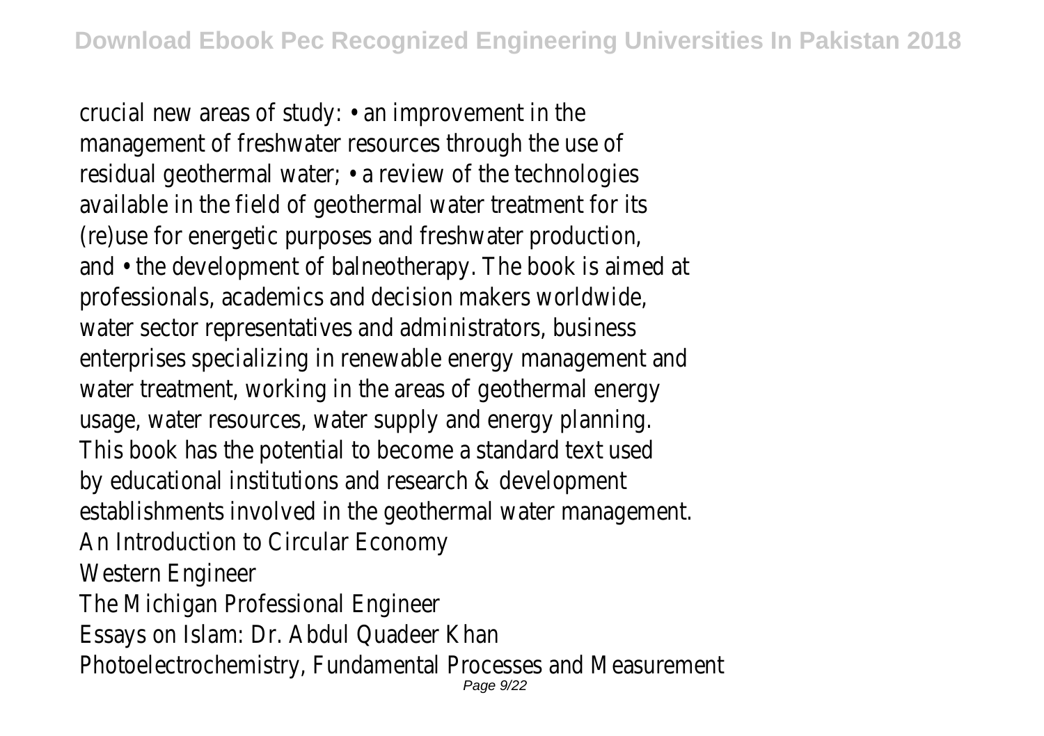crucial new areas of study: • an improvement in the management of freshwater resources through the use of residual geothermal water; • a review of the technologies available in the field of geothermal water treatment for its (re)use for energetic purposes and freshwater production, and • the development of balneotherapy. The book is aimed at professionals, academics and decision makers worldwide, water sector representatives and administrators, business enterprises specializing in renewable energy management and water treatment, working in the areas of geothermal energy usage, water resources, water supply and energy planning. This book has the potential to become a standard text used by educational institutions and research & development establishments involved in the geothermal water management.

An Introduction to Circular Economy

Western Engineer

The Michigan Professional Engineer

Essays on Islam: Dr. Abdul Quadeer Khan

Photoelectrochemistry, Fundamental Processes and Measurement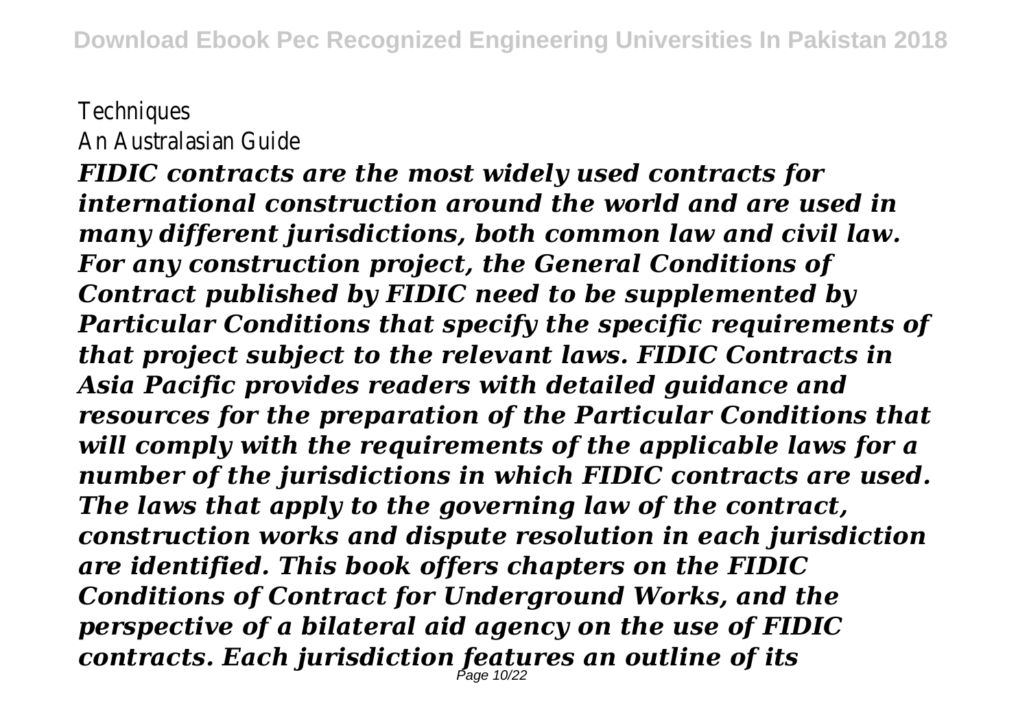Techniques

An Australasian Guide

***FIDIC contracts are the most widely used contracts for international construction around the world and are used in many different jurisdictions, both common law and civil law. For any construction project, the General Conditions of Contract published by FIDIC need to be supplemented by Particular Conditions that specify the specific requirements of that project subject to the relevant laws. FIDIC Contracts in Asia Pacific provides readers with detailed guidance and resources for the preparation of the Particular Conditions that will comply with the requirements of the applicable laws for a number of the jurisdictions in which FIDIC contracts are used. The laws that apply to the governing law of the contract, construction works and dispute resolution in each jurisdiction are identified. This book offers chapters on the FIDIC Conditions of Contract for Underground Works, and the perspective of a bilateral aid agency on the use of FIDIC contracts. Each jurisdiction features an outline of its***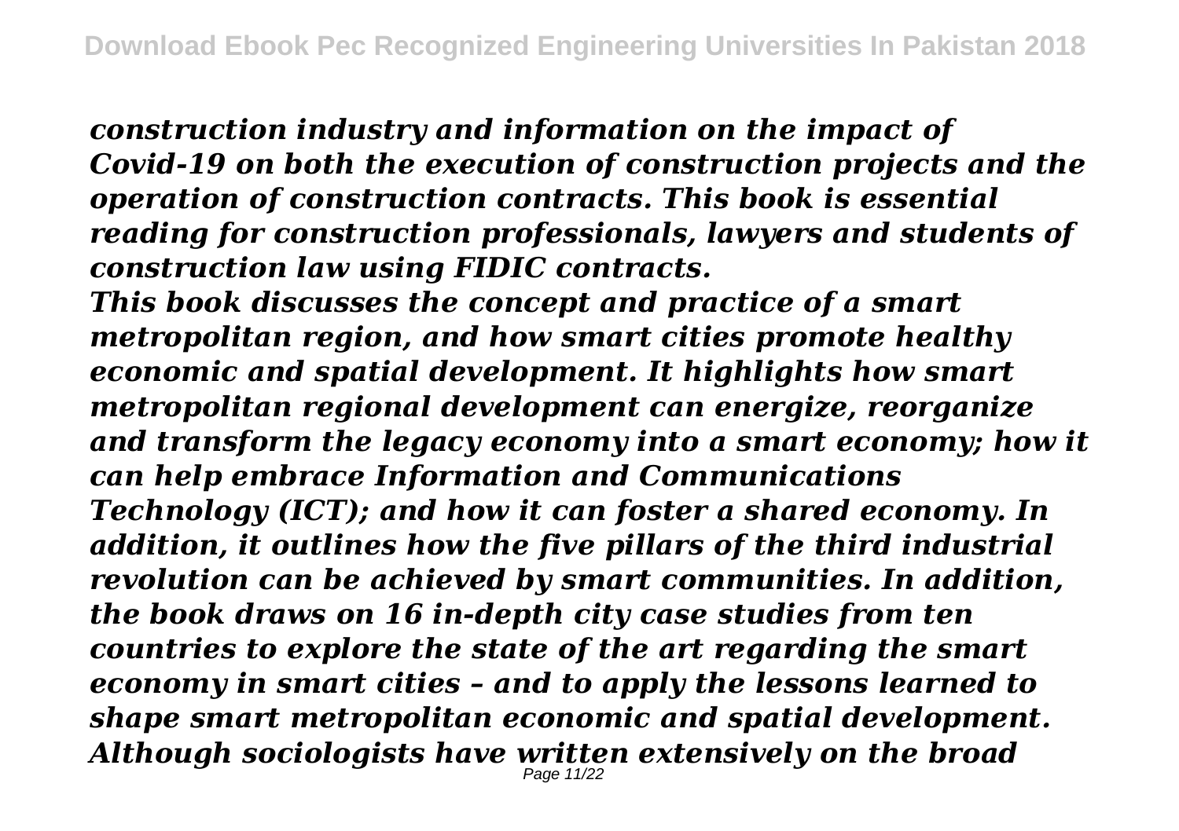*construction industry and information on the impact of Covid-19 on both the execution of construction projects and the operation of construction contracts. This book is essential reading for construction professionals, lawyers and students of construction law using FIDIC contracts.*

*This book discusses the concept and practice of a smart metropolitan region, and how smart cities promote healthy economic and spatial development. It highlights how smart metropolitan regional development can energize, reorganize and transform the legacy economy into a smart economy; how it can help embrace Information and Communications Technology (ICT); and how it can foster a shared economy. In addition, it outlines how the five pillars of the third industrial revolution can be achieved by smart communities. In addition, the book draws on 16 in-depth city case studies from ten countries to explore the state of the art regarding the smart economy in smart cities – and to apply the lessons learned to shape smart metropolitan economic and spatial development.*

*Although sociologists have written extensively on the broad*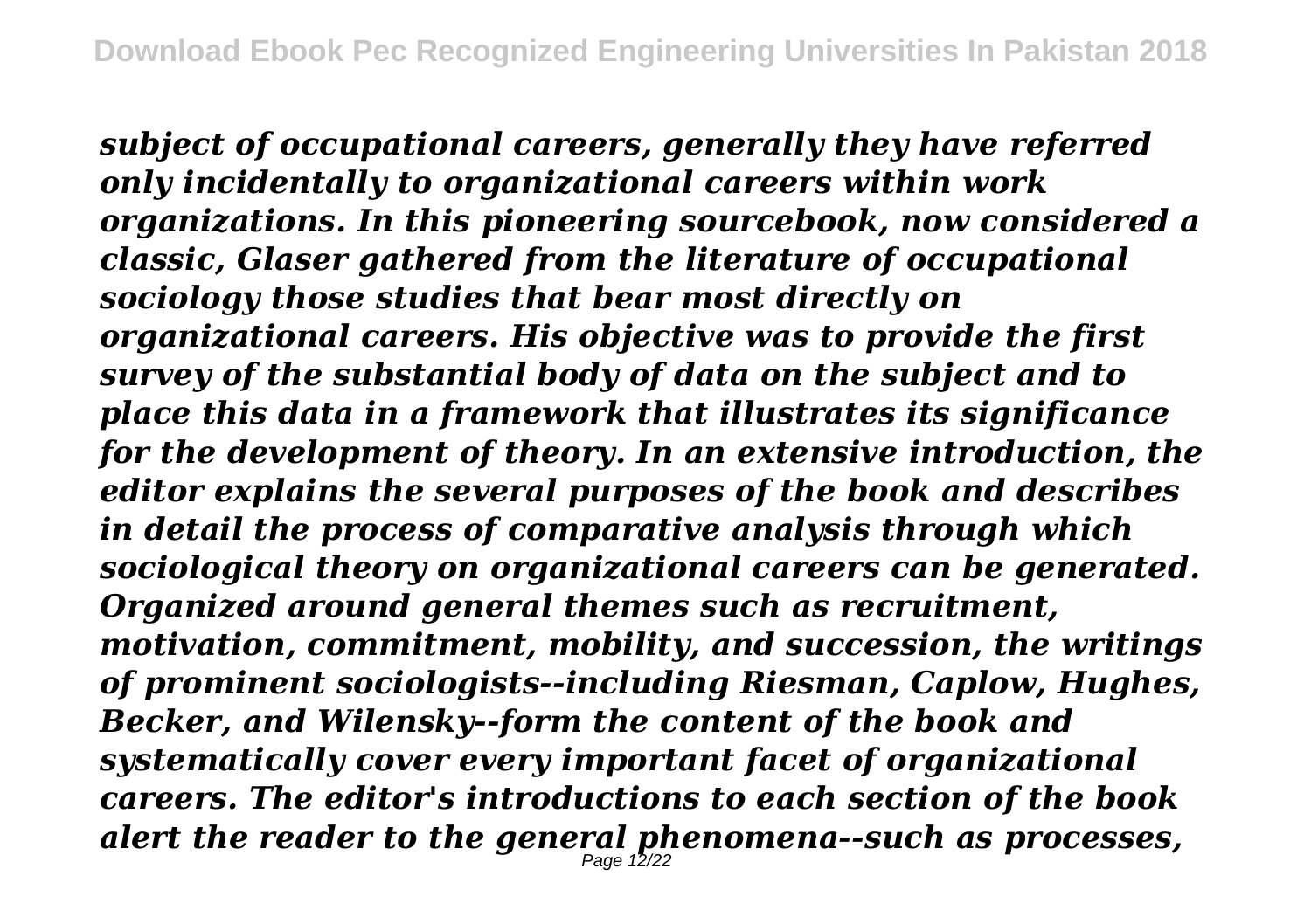*subject of occupational careers, generally they have referred only incidentally to organizational careers within work organizations. In this pioneering sourcebook, now considered a classic, Glaser gathered from the literature of occupational sociology those studies that bear most directly on organizational careers. His objective was to provide the first survey of the substantial body of data on the subject and to place this data in a framework that illustrates its significance for the development of theory. In an extensive introduction, the editor explains the several purposes of the book and describes in detail the process of comparative analysis through which sociological theory on organizational careers can be generated. Organized around general themes such as recruitment, motivation, commitment, mobility, and succession, the writings of prominent sociologists--including Riesman, Caplow, Hughes, Becker, and Wilensky--form the content of the book and systematically cover every important facet of organizational careers. The editor's introductions to each section of the book alert the reader to the general phenomena--such as processes,*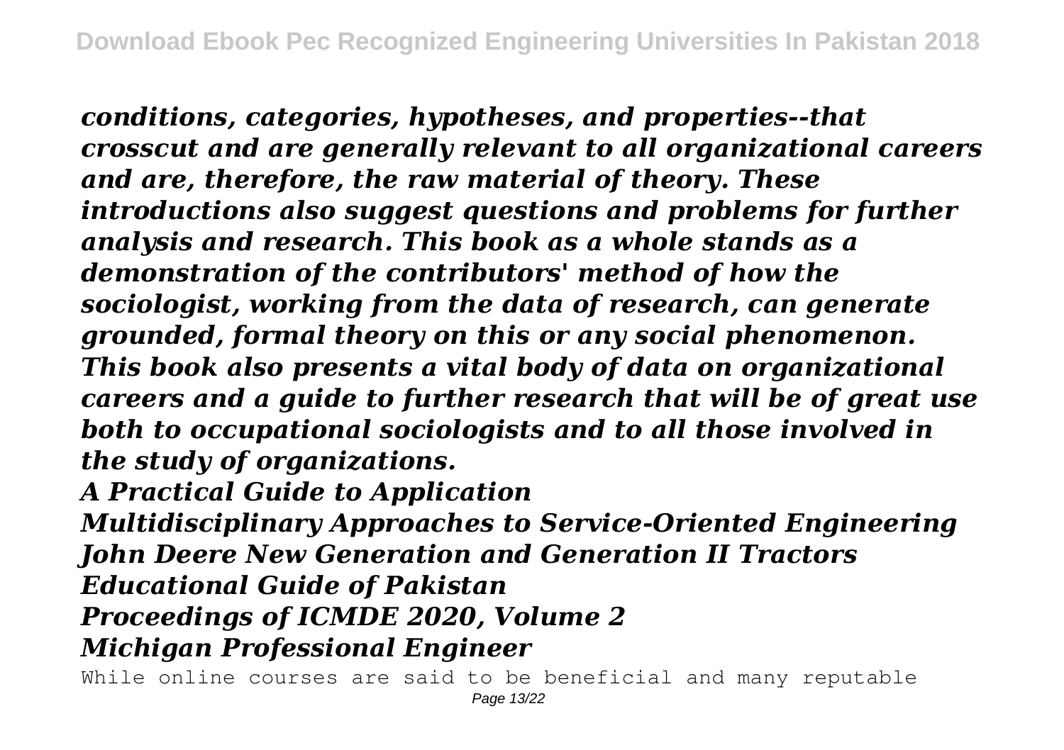*conditions, categories, hypotheses, and properties--that crosscut and are generally relevant to all organizational careers and are, therefore, the raw material of theory. These introductions also suggest questions and problems for further analysis and research. This book as a whole stands as a demonstration of the contributors' method of how the sociologist, working from the data of research, can generate grounded, formal theory on this or any social phenomenon. This book also presents a vital body of data on organizational careers and a guide to further research that will be of great use both to occupational sociologists and to all those involved in the study of organizations.*

*A Practical Guide to Application*

*Multidisciplinary Approaches to Service-Oriented Engineering*

*John Deere New Generation and Generation II Tractors*

*Educational Guide of Pakistan*

*Proceedings of ICMDE 2020, Volume 2*

*Michigan Professional Engineer*

While online courses are said to be beneficial and many reputable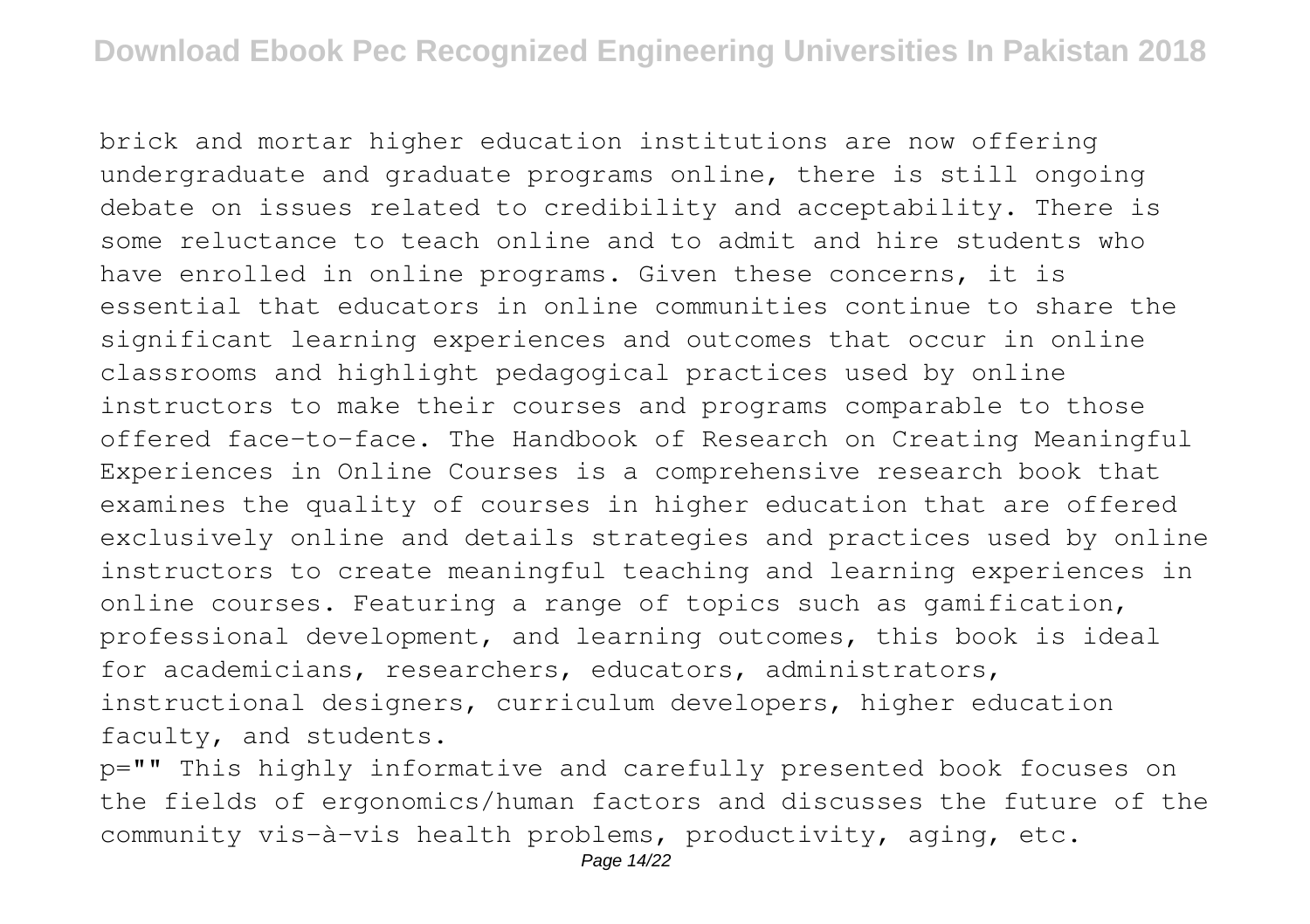brick and mortar higher education institutions are now offering undergraduate and graduate programs online, there is still ongoing debate on issues related to credibility and acceptability. There is some reluctance to teach online and to admit and hire students who have enrolled in online programs. Given these concerns, it is essential that educators in online communities continue to share the significant learning experiences and outcomes that occur in online classrooms and highlight pedagogical practices used by online instructors to make their courses and programs comparable to those offered face-to-face. The Handbook of Research on Creating Meaningful Experiences in Online Courses is a comprehensive research book that examines the quality of courses in higher education that are offered exclusively online and details strategies and practices used by online instructors to create meaningful teaching and learning experiences in online courses. Featuring a range of topics such as gamification, professional development, and learning outcomes, this book is ideal for academicians, researchers, educators, administrators, instructional designers, curriculum developers, higher education faculty, and students.

p="" This highly informative and carefully presented book focuses on the fields of ergonomics/human factors and discusses the future of the community vis-à-vis health problems, productivity, aging, etc.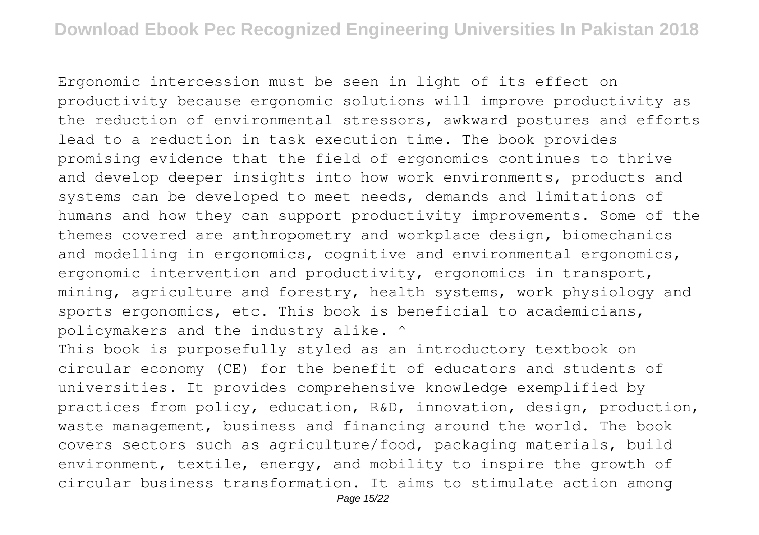Ergonomic intercession must be seen in light of its effect on productivity because ergonomic solutions will improve productivity as the reduction of environmental stressors, awkward postures and efforts lead to a reduction in task execution time. The book provides promising evidence that the field of ergonomics continues to thrive and develop deeper insights into how work environments, products and systems can be developed to meet needs, demands and limitations of humans and how they can support productivity improvements. Some of the themes covered are anthropometry and workplace design, biomechanics and modelling in ergonomics, cognitive and environmental ergonomics, ergonomic intervention and productivity, ergonomics in transport, mining, agriculture and forestry, health systems, work physiology and sports ergonomics, etc. This book is beneficial to academicians, policymakers and the industry alike. ^

This book is purposefully styled as an introductory textbook on circular economy (CE) for the benefit of educators and students of universities. It provides comprehensive knowledge exemplified by practices from policy, education, R&D, innovation, design, production, waste management, business and financing around the world. The book covers sectors such as agriculture/food, packaging materials, build environment, textile, energy, and mobility to inspire the growth of circular business transformation. It aims to stimulate action among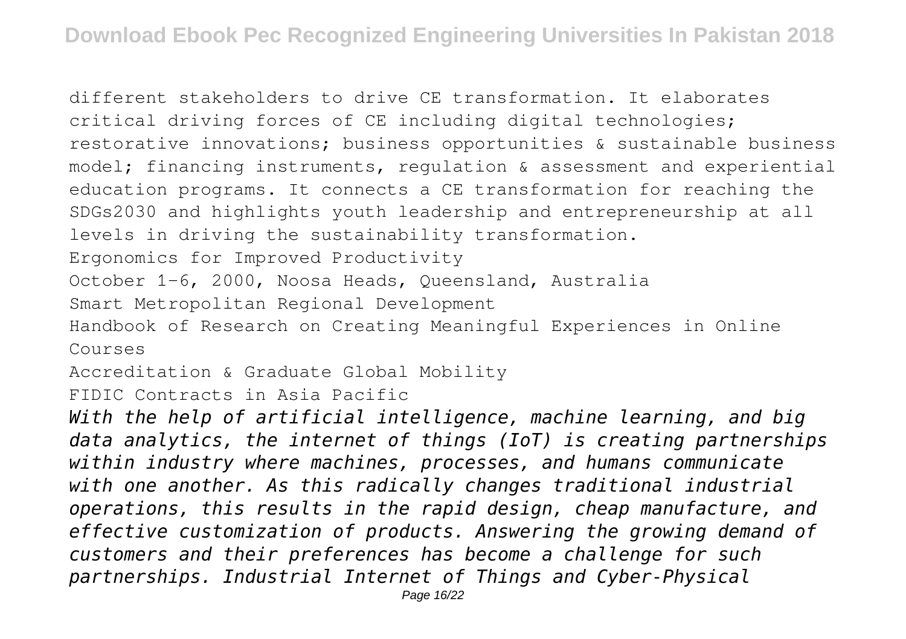different stakeholders to drive CE transformation. It elaborates critical driving forces of CE including digital technologies; restorative innovations; business opportunities & sustainable business model; financing instruments, regulation & assessment and experiential education programs. It connects a CE transformation for reaching the SDGs2030 and highlights youth leadership and entrepreneurship at all levels in driving the sustainability transformation.

Ergonomics for Improved Productivity

October 1-6, 2000, Noosa Heads, Queensland, Australia

Smart Metropolitan Regional Development

Handbook of Research on Creating Meaningful Experiences in Online Courses

Accreditation & Graduate Global Mobility

FIDIC Contracts in Asia Pacific

*With the help of artificial intelligence, machine learning, and big data analytics, the internet of things (IoT) is creating partnerships within industry where machines, processes, and humans communicate with one another. As this radically changes traditional industrial operations, this results in the rapid design, cheap manufacture, and effective customization of products. Answering the growing demand of customers and their preferences has become a challenge for such partnerships. Industrial Internet of Things and Cyber-Physical*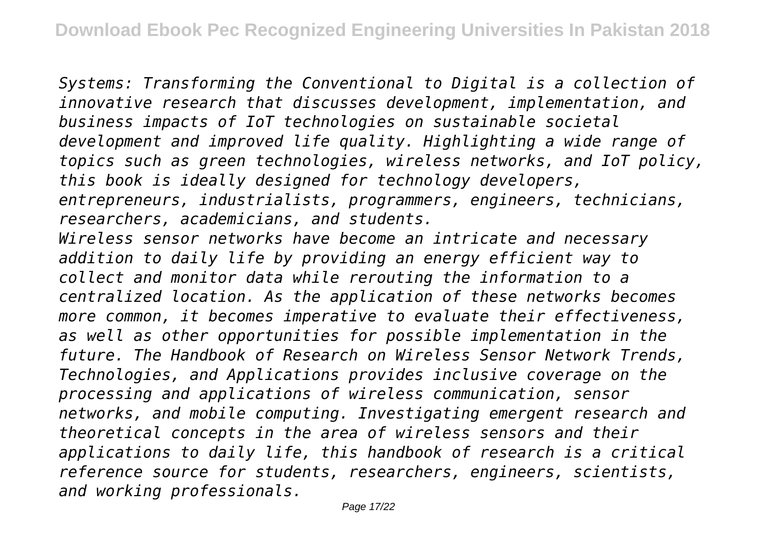*Systems: Transforming the Conventional to Digital is a collection of innovative research that discusses development, implementation, and business impacts of IoT technologies on sustainable societal development and improved life quality. Highlighting a wide range of topics such as green technologies, wireless networks, and IoT policy, this book is ideally designed for technology developers, entrepreneurs, industrialists, programmers, engineers, technicians, researchers, academicians, and students.*

*Wireless sensor networks have become an intricate and necessary addition to daily life by providing an energy efficient way to collect and monitor data while rerouting the information to a centralized location. As the application of these networks becomes more common, it becomes imperative to evaluate their effectiveness, as well as other opportunities for possible implementation in the future. The Handbook of Research on Wireless Sensor Network Trends, Technologies, and Applications provides inclusive coverage on the processing and applications of wireless communication, sensor networks, and mobile computing. Investigating emergent research and theoretical concepts in the area of wireless sensors and their applications to daily life, this handbook of research is a critical reference source for students, researchers, engineers, scientists, and working professionals.*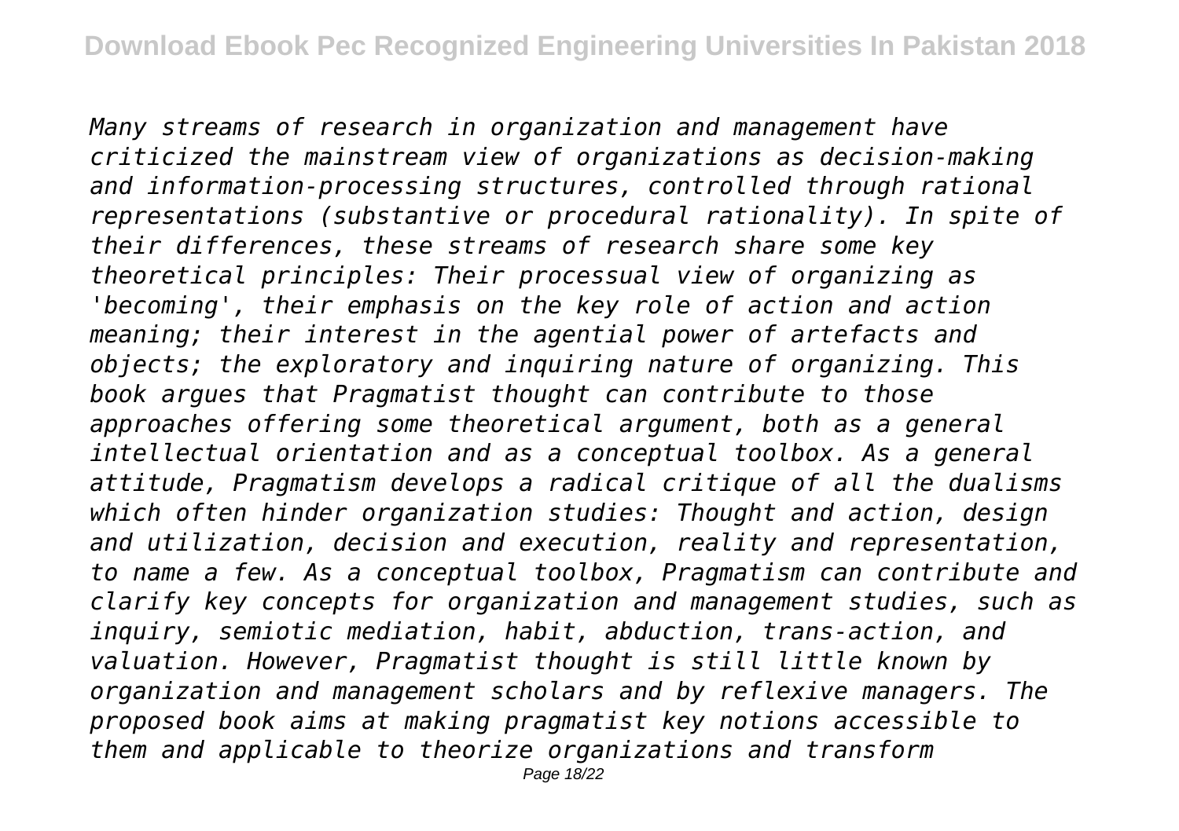*Many streams of research in organization and management have criticized the mainstream view of organizations as decision-making and information-processing structures, controlled through rational representations (substantive or procedural rationality). In spite of their differences, these streams of research share some key theoretical principles: Their processual view of organizing as 'becoming', their emphasis on the key role of action and action meaning; their interest in the agential power of artefacts and objects; the exploratory and inquiring nature of organizing. This book argues that Pragmatist thought can contribute to those approaches offering some theoretical argument, both as a general intellectual orientation and as a conceptual toolbox. As a general attitude, Pragmatism develops a radical critique of all the dualisms which often hinder organization studies: Thought and action, design and utilization, decision and execution, reality and representation, to name a few. As a conceptual toolbox, Pragmatism can contribute and clarify key concepts for organization and management studies, such as inquiry, semiotic mediation, habit, abduction, trans-action, and valuation. However, Pragmatist thought is still little known by organization and management scholars and by reflexive managers. The proposed book aims at making pragmatist key notions accessible to them and applicable to theorize organizations and transform*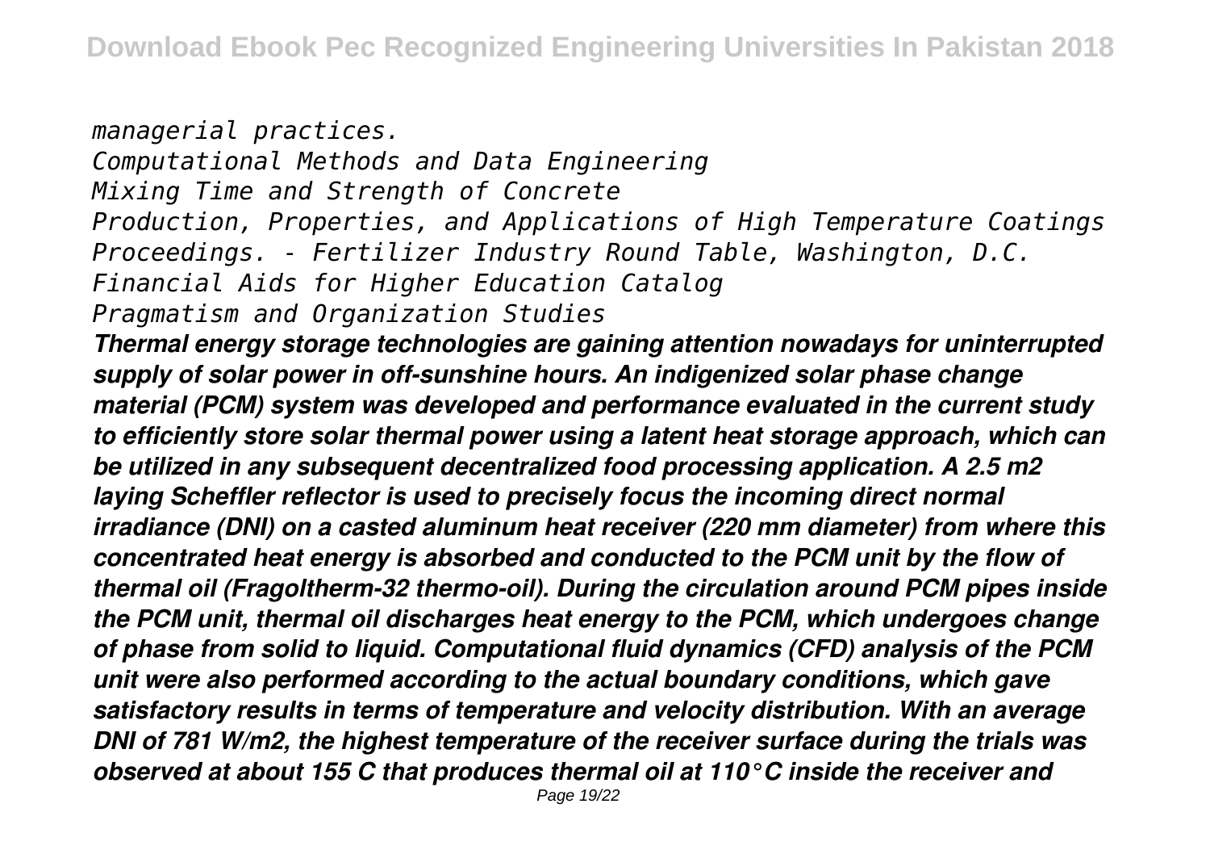*managerial practices.*

*Computational Methods and Data Engineering*

*Mixing Time and Strength of Concrete*

*Production, Properties, and Applications of High Temperature Coatings*

*Proceedings. - Fertilizer Industry Round Table, Washington, D.C.*

*Financial Aids for Higher Education Catalog*

*Pragmatism and Organization Studies*

***Thermal energy storage technologies are gaining attention nowadays for uninterrupted supply of solar power in off-sunshine hours. An indigenized solar phase change material (PCM) system was developed and performance evaluated in the current study to efficiently store solar thermal power using a latent heat storage approach, which can be utilized in any subsequent decentralized food processing application. A 2.5 m2 laying Scheffler reflector is used to precisely focus the incoming direct normal irradiance (DNI) on a casted aluminum heat receiver (220 mm diameter) from where this concentrated heat energy is absorbed and conducted to the PCM unit by the flow of thermal oil (Fragoltherm-32 thermo-oil). During the circulation around PCM pipes inside the PCM unit, thermal oil discharges heat energy to the PCM, which undergoes change of phase from solid to liquid. Computational fluid dynamics (CFD) analysis of the PCM unit were also performed according to the actual boundary conditions, which gave satisfactory results in terms of temperature and velocity distribution. With an average DNI of 781 W/m2, the highest temperature of the receiver surface during the trials was observed at about 155 C that produces thermal oil at 110°C inside the receiver and***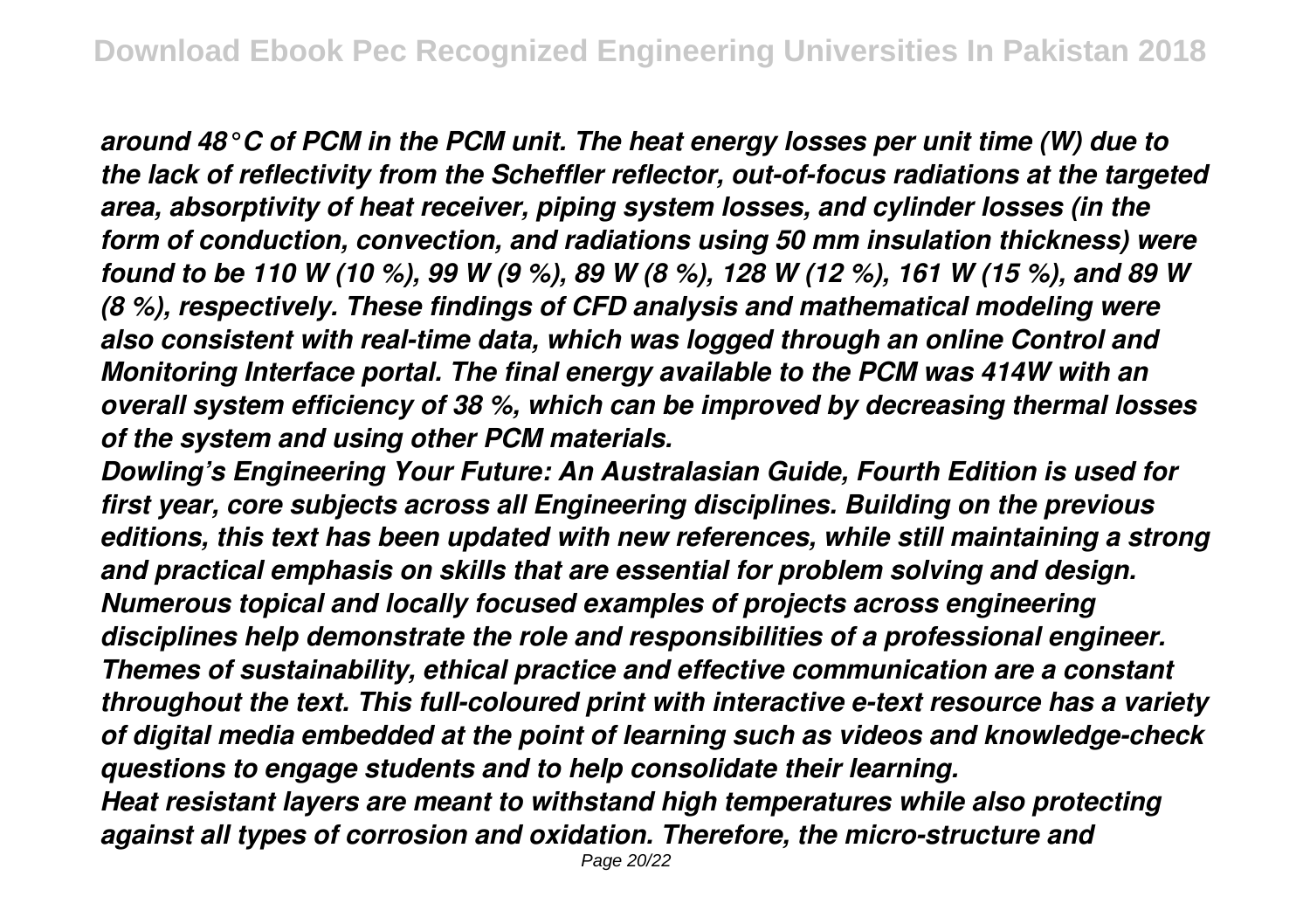*around 48°C of PCM in the PCM unit. The heat energy losses per unit time (W) due to the lack of reflectivity from the Scheffler reflector, out-of-focus radiations at the targeted area, absorptivity of heat receiver, piping system losses, and cylinder losses (in the form of conduction, convection, and radiations using 50 mm insulation thickness) were found to be 110 W (10 %), 99 W (9 %), 89 W (8 %), 128 W (12 %), 161 W (15 %), and 89 W (8 %), respectively. These findings of CFD analysis and mathematical modeling were also consistent with real-time data, which was logged through an online Control and Monitoring Interface portal. The final energy available to the PCM was 414W with an overall system efficiency of 38 %, which can be improved by decreasing thermal losses of the system and using other PCM materials.*

*Dowling's Engineering Your Future: An Australasian Guide, Fourth Edition is used for first year, core subjects across all Engineering disciplines. Building on the previous editions, this text has been updated with new references, while still maintaining a strong and practical emphasis on skills that are essential for problem solving and design. Numerous topical and locally focused examples of projects across engineering disciplines help demonstrate the role and responsibilities of a professional engineer. Themes of sustainability, ethical practice and effective communication are a constant throughout the text. This full-coloured print with interactive e-text resource has a variety of digital media embedded at the point of learning such as videos and knowledge-check questions to engage students and to help consolidate their learning.*

*Heat resistant layers are meant to withstand high temperatures while also protecting against all types of corrosion and oxidation. Therefore, the micro-structure and*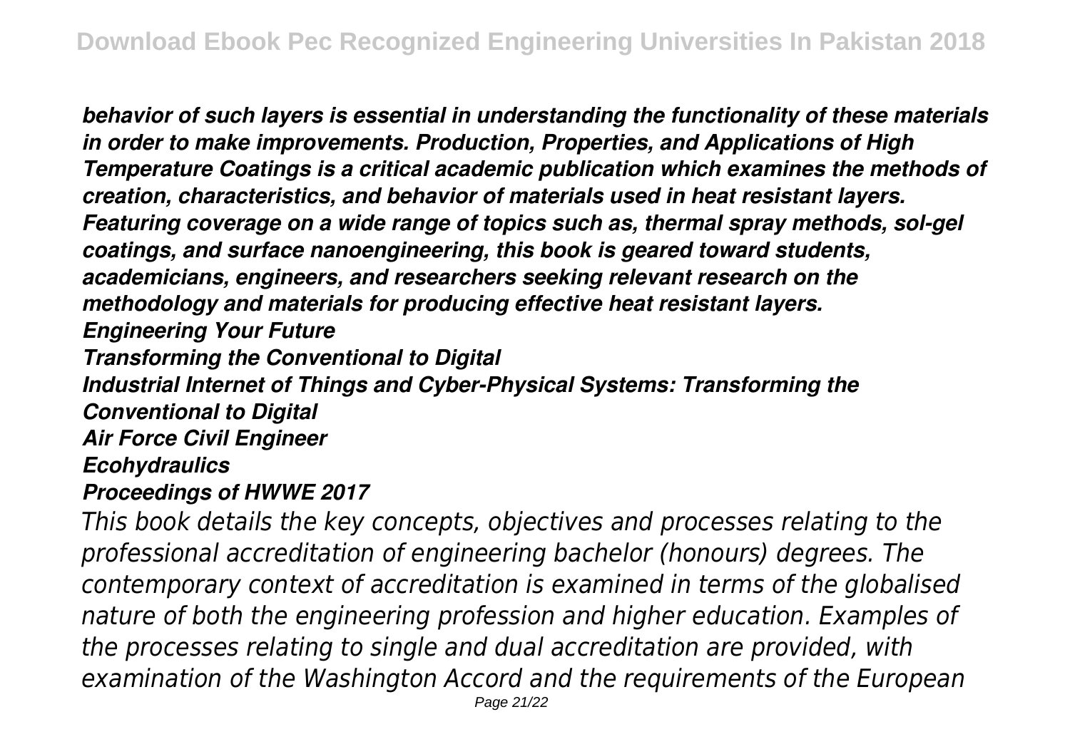*behavior of such layers is essential in understanding the functionality of these materials in order to make improvements. Production, Properties, and Applications of High Temperature Coatings is a critical academic publication which examines the methods of creation, characteristics, and behavior of materials used in heat resistant layers. Featuring coverage on a wide range of topics such as, thermal spray methods, sol-gel coatings, and surface nanoengineering, this book is geared toward students, academicians, engineers, and researchers seeking relevant research on the methodology and materials for producing effective heat resistant layers.*

***Engineering Your Future***

***Transforming the Conventional to Digital***

***Industrial Internet of Things and Cyber-Physical Systems: Transforming the Conventional to Digital***

***Air Force Civil Engineer***

***Ecohydraulics***

***Proceedings of HWWE 2017***

*This book details the key concepts, objectives and processes relating to the professional accreditation of engineering bachelor (honours) degrees. The contemporary context of accreditation is examined in terms of the globalised nature of both the engineering profession and higher education. Examples of the processes relating to single and dual accreditation are provided, with examination of the Washington Accord and the requirements of the European*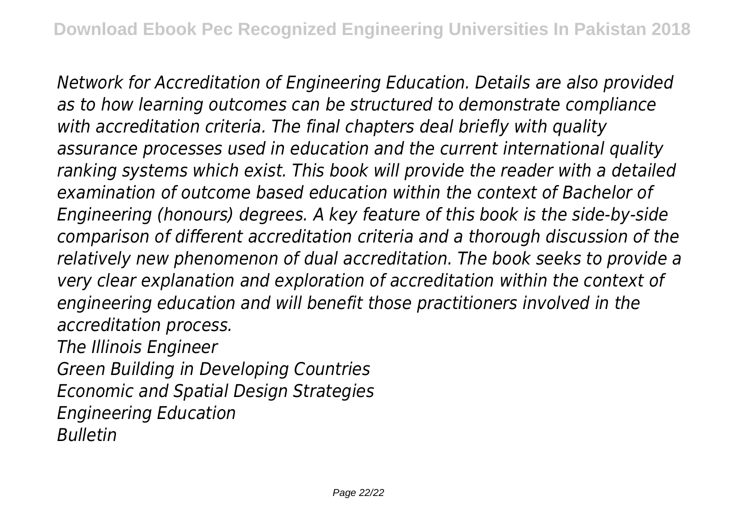*Network for Accreditation of Engineering Education. Details are also provided as to how learning outcomes can be structured to demonstrate compliance with accreditation criteria. The final chapters deal briefly with quality assurance processes used in education and the current international quality ranking systems which exist. This book will provide the reader with a detailed examination of outcome based education within the context of Bachelor of Engineering (honours) degrees. A key feature of this book is the side-by-side comparison of different accreditation criteria and a thorough discussion of the relatively new phenomenon of dual accreditation. The book seeks to provide a very clear explanation and exploration of accreditation within the context of engineering education and will benefit those practitioners involved in the accreditation process.*

*The Illinois Engineer*

*Green Building in Developing Countries*

*Economic and Spatial Design Strategies*

*Engineering Education*

*Bulletin*